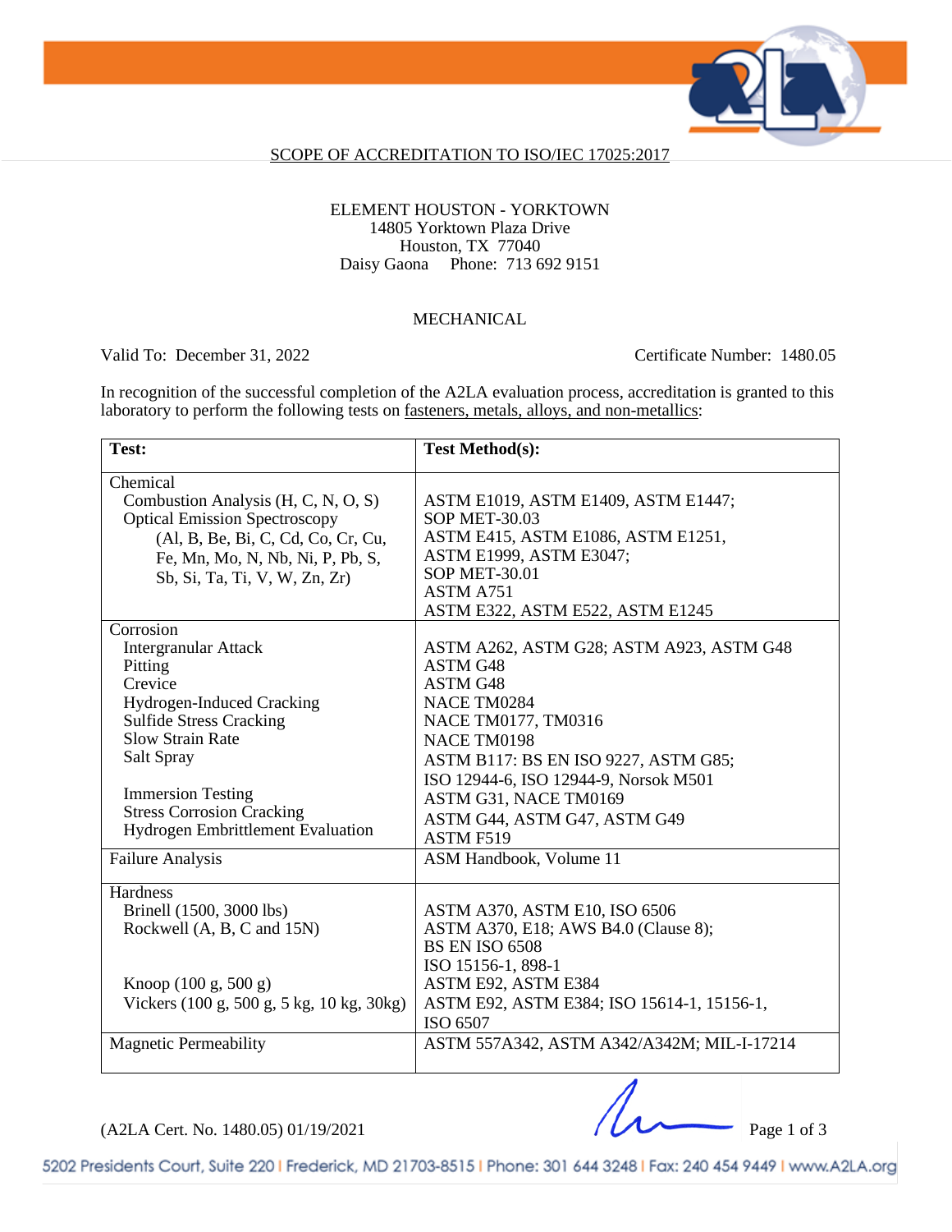## SCOPE OF ACCREDITATION TO ISO/IEC 17025:2017

ELEMENT HOUSTON - YORKTOWN
14805 Yorktown Plaza Drive
Houston, TX 77040
Daisy Gaona Phone: 713 692 9151

MECHANICAL

Valid To: December 31, 2022 Certificate Number: 1480.05

In recognition of the successful completion of the A2LA evaluation process, accreditation is granted to this laboratory to perform the following tests on fasteners, metals, alloys, and non-metallics:

| Test: | Test Method(s): |
|---|---|
| Chemical | |
| Combustion Analysis (H, C, N, O, S) | ASTM E1019, ASTM E1409, ASTM E1447; SOP MET-30.03 |
| Optical Emission Spectroscopy (Al, B, Be, Bi, C, Cd, Co, Cr, Cu, Fe, Mn, Mo, N, Nb, Ni, P, Pb, S, Sb, Si, Ta, Ti, V, W, Zn, Zr) | ASTM E415, ASTM E1086, ASTM E1251, ASTM E1999, ASTM E3047; SOP MET-30.01 ASTM A751 ASTM E322, ASTM E522, ASTM E1245 |
| Corrosion | |
| Intergranular Attack | ASTM A262, ASTM G28; ASTM A923, ASTM G48 |
| Pitting | ASTM G48 |
| Crevice | ASTM G48 |
| Hydrogen-Induced Cracking | NACE TM0284 |
| Sulfide Stress Cracking | NACE TM0177, TM0316 |
| Slow Strain Rate | NACE TM0198 |
| Salt Spray | ASTM B117: BS EN ISO 9227, ASTM G85; ISO 12944-6, ISO 12944-9, Norsok M501 |
| Immersion Testing | ASTM G31, NACE TM0169 |
| Stress Corrosion Cracking | ASTM G44, ASTM G47, ASTM G49 |
| Hydrogen Embrittlement Evaluation | ASTM F519 |
| Failure Analysis | ASM Handbook, Volume 11 |
| Hardness | |
| Brinell (1500, 3000 lbs) | ASTM A370, ASTM E10, ISO 6506 |
| Rockwell (A, B, C and 15N) | ASTM A370, E18; AWS B4.0 (Clause 8); BS EN ISO 6508 ISO 15156-1, 898-1 |
| Knoop (100 g, 500 g) | ASTM E92, ASTM E384 |
| Vickers (100 g, 500 g, 5 kg, 10 kg, 30kg) | ASTM E92, ASTM E384; ISO 15614-1, 15156-1, ISO 6507 |
| Magnetic Permeability | ASTM 557A342, ASTM A342/A342M; MIL-I-17214 |

(A2LA Cert. No. 1480.05) 01/19/2021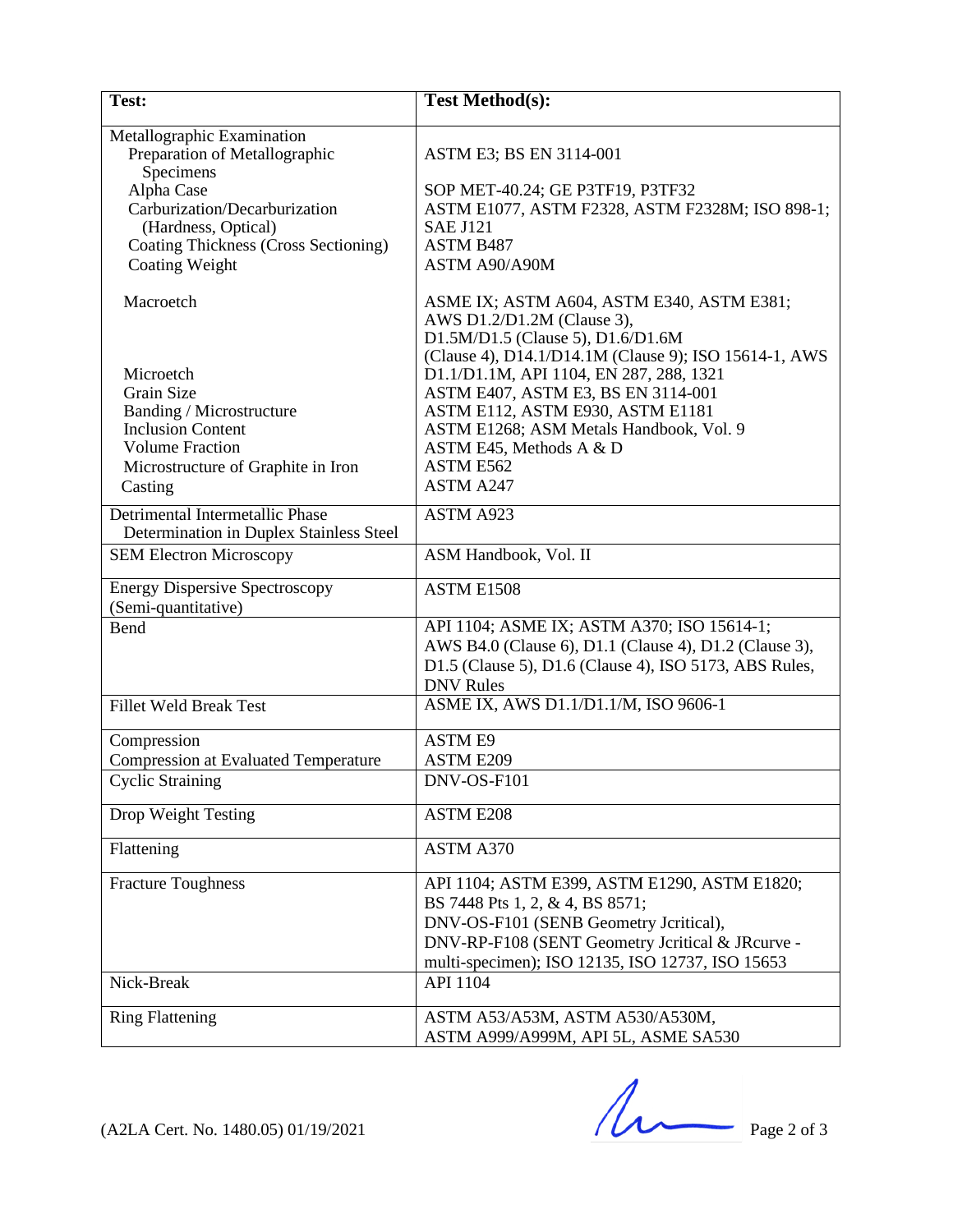| Test: | Test Method(s): |
|---|---|
| Metallographic Examination | |
| Preparation of Metallographic Specimens | ASTM E3; BS EN 3114-001 |
| Alpha Case | SOP MET-40.24; GE P3TF19, P3TF32 |
| Carburization/Decarburization (Hardness, Optical) | ASTM E1077, ASTM F2328, ASTM F2328M; ISO 898-1; SAE J121 |
| Coating Thickness (Cross Sectioning) | ASTM B487 |
| Coating Weight | ASTM A90/A90M |
| Macroetch | ASME IX; ASTM A604, ASTM E340, ASTM E381; AWS D1.2/D1.2M (Clause 3), D1.5M/D1.5 (Clause 5), D1.6/D1.6M (Clause 4), D14.1/D14.1M (Clause 9); ISO 15614-1, AWS D1.1/D1.1M, API 1104, EN 287, 288, 1321 |
| Microetch | ASTM E407, ASTM E3, BS EN 3114-001 |
| Grain Size | ASTM E112, ASTM E930, ASTM E1181 |
| Banding / Microstructure | ASTM E1268; ASM Metals Handbook, Vol. 9 |
| Inclusion Content | ASTM E45, Methods A & D |
| Volume Fraction | ASTM E562 |
| Microstructure of Graphite in Iron Casting | ASTM A247 |
| Detrimental Intermetallic Phase Determination in Duplex Stainless Steel | ASTM A923 |
| SEM Electron Microscopy | ASM Handbook, Vol. II |
| Energy Dispersive Spectroscopy (Semi-quantitative) | ASTM E1508 |
| Bend | API 1104; ASME IX; ASTM A370; ISO 15614-1; AWS B4.0 (Clause 6), D1.1 (Clause 4), D1.2 (Clause 3), D1.5 (Clause 5), D1.6 (Clause 4), ISO 5173, ABS Rules, DNV Rules |
| Fillet Weld Break Test | ASME IX, AWS D1.1/D1.1/M, ISO 9606-1 |
| Compression | ASTM E9 |
| Compression at Evaluated Temperature | ASTM E209 |
| Cyclic Straining | DNV-OS-F101 |
| Drop Weight Testing | ASTM E208 |
| Flattening | ASTM A370 |
| Fracture Toughness | API 1104; ASTM E399, ASTM E1290, ASTM E1820; BS 7448 Pts 1, 2, & 4, BS 8571; DNV-OS-F101 (SENB Geometry Jcritical), DNV-RP-F108 (SENT Geometry Jcritical & JRcurve - multi-specimen); ISO 12135, ISO 12737, ISO 15653 |
| Nick-Break | API 1104 |
| Ring Flattening | ASTM A53/A53M, ASTM A530/A530M, ASTM A999/A999M, API 5L, ASME SA530 |

(A2LA Cert. No. 1480.05) 01/19/2021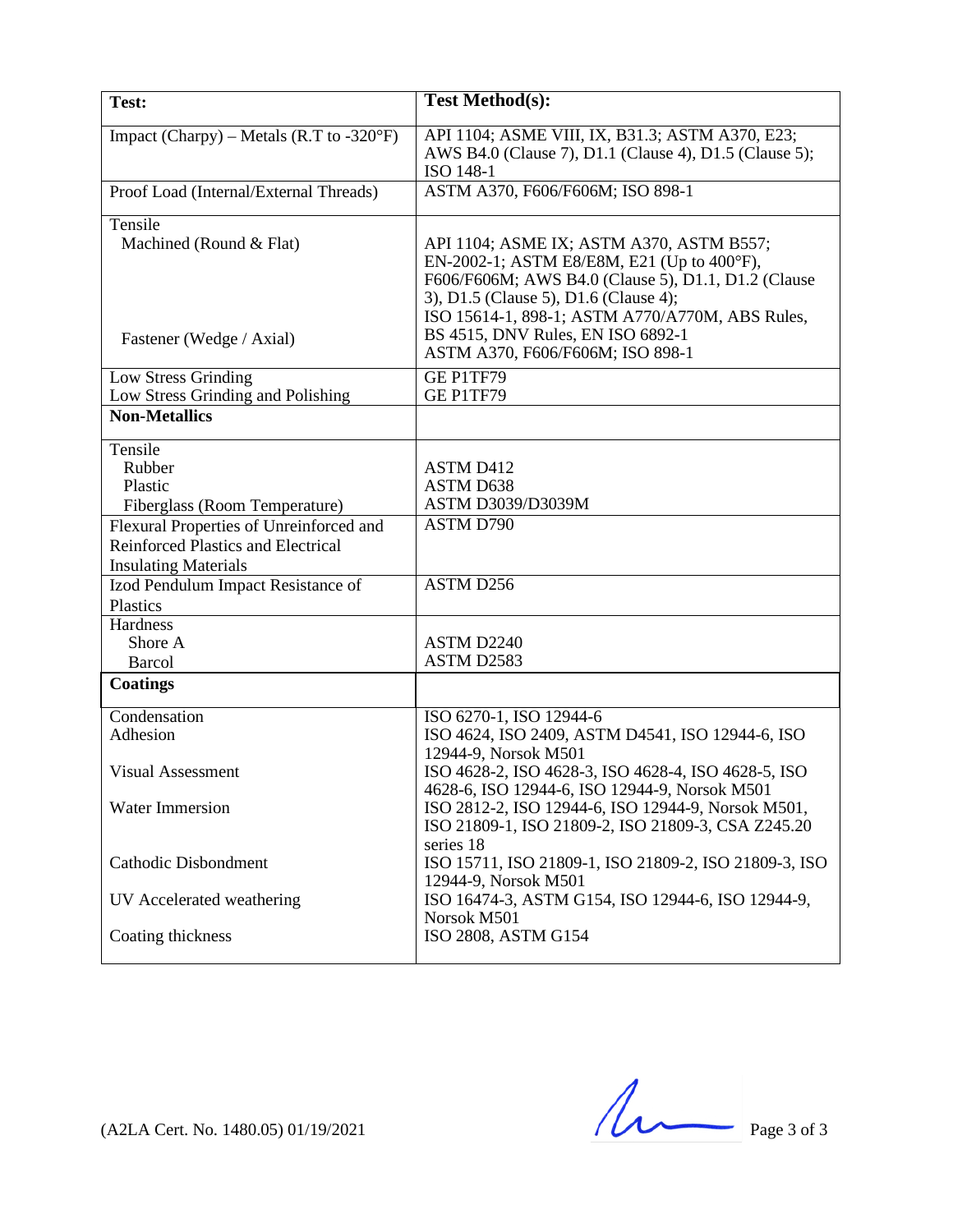| Test: | Test Method(s): |
|---|---|
| Impact (Charpy) – Metals (R.T to -320°F) | API 1104; ASME VIII, IX, B31.3; ASTM A370, E23; AWS B4.0 (Clause 7), D1.1 (Clause 4), D1.5 (Clause 5); ISO 148-1 |
| Proof Load (Internal/External Threads) | ASTM A370, F606/F606M; ISO 898-1 |
| Tensile<br>Machined (Round & Flat)<br><br><br><br><br>Fastener (Wedge / Axial) | <br>API 1104; ASME IX; ASTM A370, ASTM B557; EN-2002-1; ASTM E8/E8M, E21 (Up to 400°F), F606/F606M; AWS B4.0 (Clause 5), D1.1, D1.2 (Clause 3), D1.5 (Clause 5), D1.6 (Clause 4); ISO 15614-1, 898-1; ASTM A770/A770M, ABS Rules, BS 4515, DNV Rules, EN ISO 6892-1<br>ASTM A370, F606/F606M; ISO 898-1 |
| Low Stress Grinding<br>Low Stress Grinding and Polishing | GE P1TF79<br>GE P1TF79 |
| **Non-Metallics** | |
| Tensile<br>Rubber<br>Plastic<br>Fiberglass (Room Temperature) | <br>ASTM D412<br>ASTM D638<br>ASTM D3039/D3039M |
| Flexural Properties of Unreinforced and Reinforced Plastics and Electrical Insulating Materials | ASTM D790 |
| Izod Pendulum Impact Resistance of Plastics | ASTM D256 |
| Hardness<br>Shore A<br>Barcol | <br>ASTM D2240<br>ASTM D2583 |
| **Coatings** | |
| Condensation<br>Adhesion<br><br>Visual Assessment<br><br>Water Immersion<br><br><br>Cathodic Disbondment<br><br>UV Accelerated weathering<br><br>Coating thickness | ISO 6270-1, ISO 12944-6<br>ISO 4624, ISO 2409, ASTM D4541, ISO 12944-6, ISO 12944-9, Norsok M501<br>ISO 4628-2, ISO 4628-3, ISO 4628-4, ISO 4628-5, ISO 4628-6, ISO 12944-6, ISO 12944-9, Norsok M501<br>ISO 2812-2, ISO 12944-6, ISO 12944-9, Norsok M501, ISO 21809-1, ISO 21809-2, ISO 21809-3, CSA Z245.20 series 18<br>ISO 15711, ISO 21809-1, ISO 21809-2, ISO 21809-3, ISO 12944-9, Norsok M501<br>ISO 16474-3, ASTM G154, ISO 12944-6, ISO 12944-9, Norsok M501<br>ISO 2808, ASTM G154 |

(A2LA Cert. No. 1480.05) 01/19/2021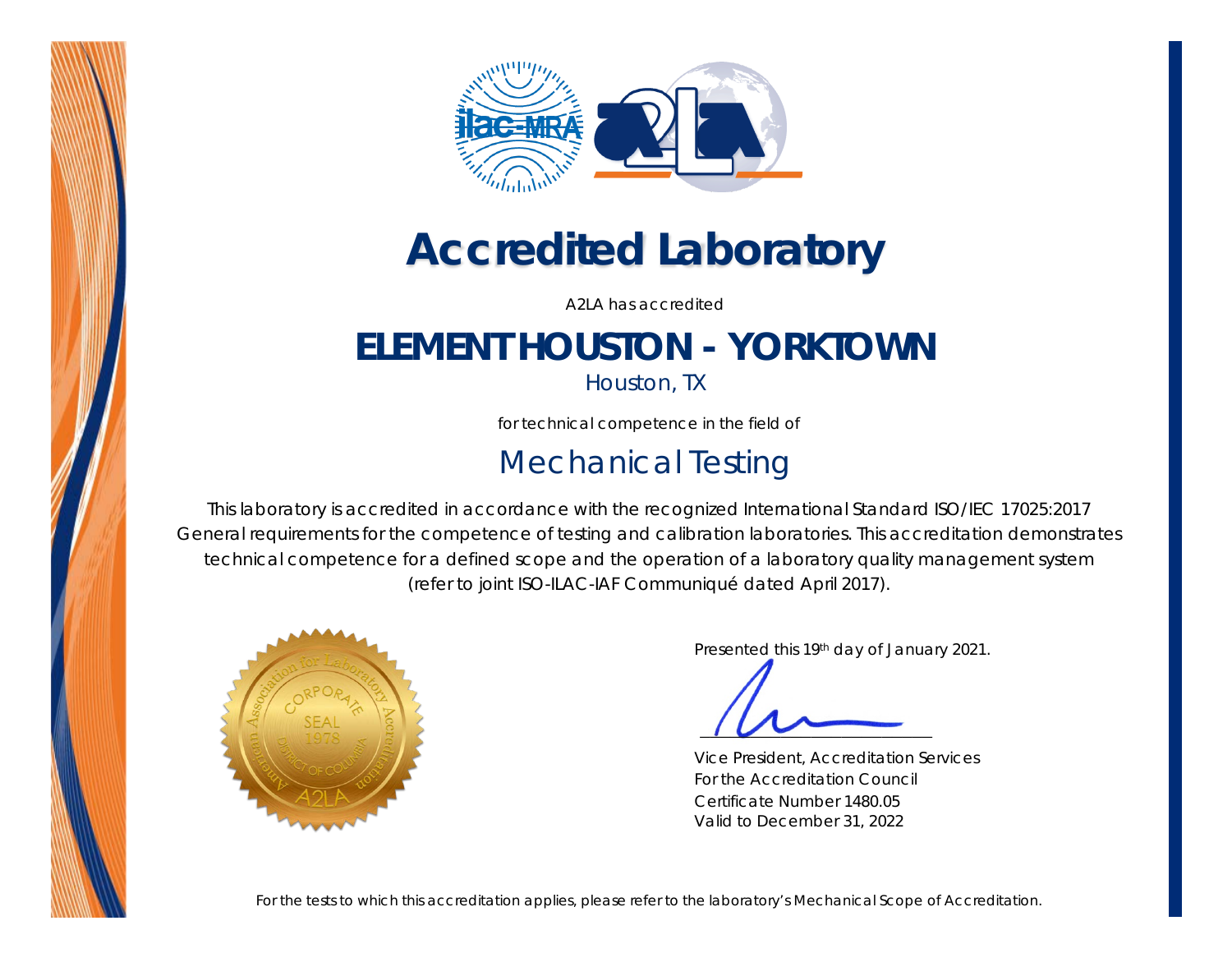# Accredited Laboratory

A2LA has accredited

## ELEMENT HOUSTON - YORKTOWN

Houston, TX

for technical competence in the field of

## Mechanical Testing

This laboratory is accredited in accordance with the recognized International Standard ISO/IEC 17025:2017 General requirements for the competence of testing and calibration laboratories. This accreditation demonstrates technical competence for a defined scope and the operation of a laboratory quality management system (refer to joint ISO-ILAC-IAF Communiqué dated April 2017).

Presented this 19th day of January 2021.

Vice President, Accreditation Services
For the Accreditation Council
Certificate Number 1480.05
Valid to December 31, 2022

For the tests to which this accreditation applies, please refer to the laboratory's Mechanical Scope of Accreditation.